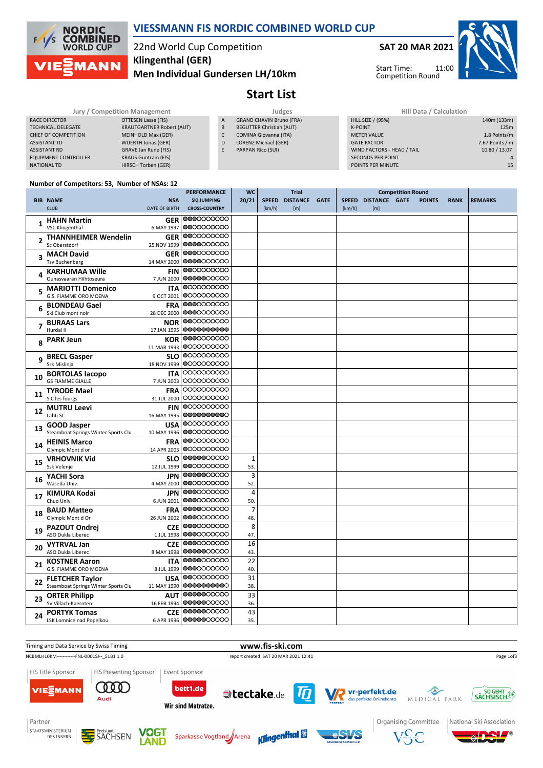# VIESSMANN FIS NORDIC COMBINED WORLD CUP

22nd World Cup Competition
**Klingenthal (GER)**
**Men Individual Gundersen LH/10km**

**SAT 20 MAR 2021**

Start Time: 11:00
Competition Round

## Start List

| Jury / Competition Management | |
|---|---|
| RACE DIRECTOR | OTTESEN Lasse (FIS) |
| TECHNICAL DELEGATE | KRAUTGARTNER Robert (AUT) |
| CHIEF OF COMPETITION | MEINHOLD Max (GER) |
| ASSISTANT TD | WUERTH Jonas (GER) |
| ASSISTANT RD | GRAVE Jan Rune (FIS) |
| EQUIPMENT CONTROLLER | KRAUS Guntram (FIS) |
| NATIONAL TD | HIRSCH Torben (GER) |

| Judges | |
|---|---|
| A | GRAND CHAVIN Bruno (FRA) |
| B | BEGUTTER Christian (AUT) |
| C | COMINA Giovanna (ITA) |
| D | LORENZ Michael (GER) |
| E | PARPAN Rico (SUI) |

| Hill Data / Calculation | |
|---|---|
| HILL SIZE / (95%) | 140m (133m) |
| K-POINT | 125m |
| METER VALUE | 1.8 Points/m |
| GATE FACTOR | 7.67 Points / m |
| WIND FACTORS - HEAD / TAIL | 10.80 / 13.07 |
| SECONDS PER POINT | 4 |
| POINTS PER MINUTE | 15 |

Number of Competitors: 53, Number of NSAs: 12

| BIB | NAME / CLUB | NSA / DATE OF BIRTH | WC 20/21 | Trial SPEED [km/h] | Trial DISTANCE [m] | Trial GATE | Competition Round SPEED [km/h] | DISTANCE [m] | GATE | POINTS | RANK | REMARKS |
|---|---|---|---|---|---|---|---|---|---|---|---|---|
| 1 | **HAHN Martin** VSC Klingenthal | GER 6 MAY 1997 | | | | | | | | | | |
| 2 | **THANNHEIMER Wendelin** Sc Oberstdorf | GER 25 NOV 1999 | | | | | | | | | | |
| 3 | **MACH David** Tsv Buchenberg | GER 14 MAY 2000 | | | | | | | | | | |
| 4 | **KARHUMAA Wille** Ounasvaaran Hiihtoseura | FIN 7 JUN 2000 | | | | | | | | | | |
| 5 | **MARIOTTI Domenico** G.S. FIAMME ORO MOENA | ITA 9 OCT 2001 | | | | | | | | | | |
| 6 | **BLONDEAU Gael** Ski Club mont noir | FRA 28 DEC 2000 | | | | | | | | | | |
| 7 | **BURAAS Lars** Hurdal Il | NOR 17 JAN 1995 | | | | | | | | | | |
| 8 | **PARK Jeun** | KOR 11 MAR 1993 | | | | | | | | | | |
| 9 | **BRECL Gasper** Ssk Mislinja | SLO 18 NOV 1999 | | | | | | | | | | |
| 10 | **BORTOLAS Iacopo** GS FIAMME GIALLE | ITA 7 JUN 2003 | | | | | | | | | | |
| 11 | **TYRODE Mael** S.C les fourgs | FRA 31 JUL 2000 | | | | | | | | | | |
| 12 | **MUTRU Leevi** Lahti SC | FIN 16 MAY 1995 | | | | | | | | | | |
| 13 | **GOOD Jasper** Steamboat Springs Winter Sports Clu | USA 10 MAY 1996 | | | | | | | | | | |
| 14 | **HEINIS Marco** Olympic Mont d or | FRA 14 APR 2003 | | | | | | | | | | |
| 15 | **VRHOVNIK Vid** Ssk Velenje | SLO 12 JUL 1999 | 1 53. | | | | | | | | | |
| 16 | **YACHI Sora** Waseda Univ. | JPN 4 MAY 2000 | 3 52. | | | | | | | | | |
| 17 | **KIMURA Kodai** Chuo Univ. | JPN 6 JUN 2001 | 4 50. | | | | | | | | | |
| 18 | **BAUD Matteo** Olympic Mont d Or | FRA 26 JUN 2002 | 7 48. | | | | | | | | | |
| 19 | **PAZOUT Ondrej** ASO Dukla Liberec | CZE 1 JUL 1998 | 8 47. | | | | | | | | | |
| 20 | **VYTRVAL Jan** ASO Dukla Liberec | CZE 8 MAY 1998 | 16 43. | | | | | | | | | |
| 21 | **KOSTNER Aaron** G.S. FIAMME ORO MOENA | ITA 8 JUL 1999 | 22 40. | | | | | | | | | |
| 22 | **FLETCHER Taylor** Steamboat Springs Winter Sports Clu | USA 11 MAY 1990 | 31 38. | | | | | | | | | |
| 23 | **ORTER Philipp** SV Villach-Kaernten | AUT 16 FEB 1994 | 33 36. | | | | | | | | | |
| 24 | **PORTYK Tomas** LSK Lomnice nad Popelkou | CZE 6 APR 1996 | 43 35. | | | | | | | | | |

Timing and Data Service by Swiss Timing — www.fis-ski.com

NCBMLH10KM------------FNL-0001SJ--_51B1 1.0 — report created SAT 20 MAR 2021 12:41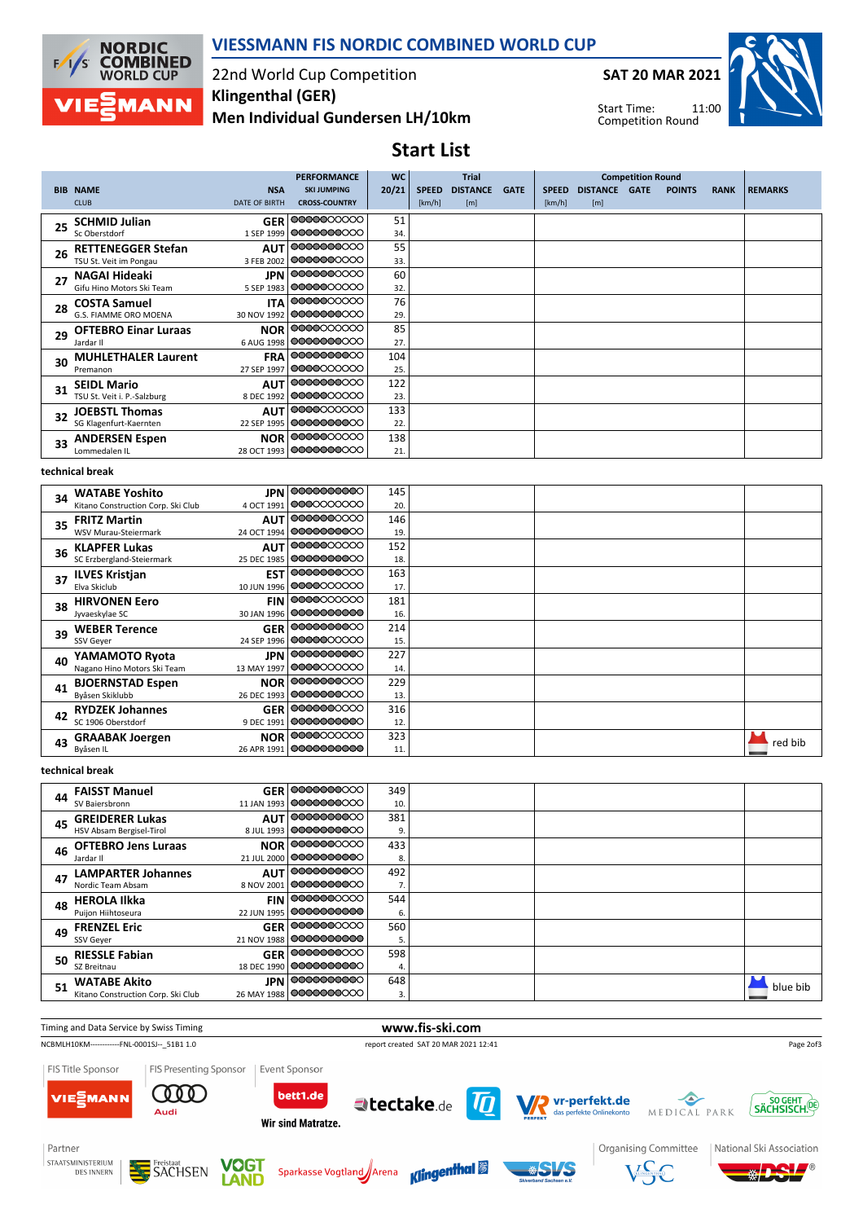# VIESSMANN FIS NORDIC COMBINED WORLD CUP

22nd World Cup Competition

**Klingenthal (GER)**

**Men Individual Gundersen LH/10km**

**SAT 20 MAR 2021**

Start Time: 11:00

Competition Round

## Start List

| BIB | NAME / CLUB | NSA / DATE OF BIRTH | WC 20/21 | Trial SPEED [km/h] | Trial DISTANCE [m] | Trial GATE | Competition Round SPEED [km/h] | Competition Round DISTANCE [m] | Competition Round GATE | POINTS | RANK | REMARKS |
|---|---|---|---|---|---|---|---|---|---|---|---|---|
| 25 | **SCHMID Julian** Sc Oberstdorf | **GER** 1 SEP 1999 | 51 / 34. | | | | | | | | | |
| 26 | **RETTENEGGER Stefan** TSU St. Veit im Pongau | **AUT** 3 FEB 2002 | 55 / 33. | | | | | | | | | |
| 27 | **NAGAI Hideaki** Gifu Hino Motors Ski Team | **JPN** 5 SEP 1983 | 60 / 32. | | | | | | | | | |
| 28 | **COSTA Samuel** G.S. FIAMME ORO MOENA | **ITA** 30 NOV 1992 | 76 / 29. | | | | | | | | | |
| 29 | **OFTEBRO Einar Luraas** Jardar II | **NOR** 6 AUG 1998 | 85 / 27. | | | | | | | | | |
| 30 | **MUHLETHALER Laurent** Premanon | **FRA** 27 SEP 1997 | 104 / 25. | | | | | | | | | |
| 31 | **SEIDL Mario** TSU St. Veit i. P.-Salzburg | **AUT** 8 DEC 1992 | 122 / 23. | | | | | | | | | |
| 32 | **JOEBSTL Thomas** SG Klagenfurt-Kaernten | **AUT** 22 SEP 1995 | 133 / 22. | | | | | | | | | |
| 33 | **ANDERSEN Espen** Lommedalen IL | **NOR** 28 OCT 1993 | 138 / 21. | | | | | | | | | |
| | *technical break* | | | | | | | | | | | |
| 34 | **WATABE Yoshito** Kitano Construction Corp. Ski Club | **JPN** 4 OCT 1991 | 145 / 20. | | | | | | | | | |
| 35 | **FRITZ Martin** WSV Murau-Steiermark | **AUT** 24 OCT 1994 | 146 / 19. | | | | | | | | | |
| 36 | **KLAPFER Lukas** SC Erzbergland-Steiermark | **AUT** 25 DEC 1985 | 152 / 18. | | | | | | | | | |
| 37 | **ILVES Kristjan** Elva Skiclub | **EST** 10 JUN 1996 | 163 / 17. | | | | | | | | | |
| 38 | **HIRVONEN Eero** Jyvaeskylae SC | **FIN** 30 JAN 1996 | 181 / 16. | | | | | | | | | |
| 39 | **WEBER Terence** SSV Geyer | **GER** 24 SEP 1996 | 214 / 15. | | | | | | | | | |
| 40 | **YAMAMOTO Ryota** Nagano Hino Motors Ski Team | **JPN** 13 MAY 1997 | 227 / 14. | | | | | | | | | |
| 41 | **BJOERNSTAD Espen** Byåsen Skiklubb | **NOR** 26 DEC 1993 | 229 / 13. | | | | | | | | | |
| 42 | **RYDZEK Johannes** SC 1906 Oberstdorf | **GER** 9 DEC 1991 | 316 / 12. | | | | | | | | | |
| 43 | **GRAABAK Joergen** Byåsen IL | **NOR** 26 APR 1991 | 323 / 11. | | | | | | | | | red bib |
| | *technical break* | | | | | | | | | | | |
| 44 | **FAISST Manuel** SV Baiersbronn | **GER** 11 JAN 1993 | 349 / 10. | | | | | | | | | |
| 45 | **GREIDERER Lukas** HSV Absam Bergisel-Tirol | **AUT** 8 JUL 1993 | 381 / 9. | | | | | | | | | |
| 46 | **OFTEBRO Jens Luraas** Jardar II | **NOR** 21 JUL 2000 | 433 / 8. | | | | | | | | | |
| 47 | **LAMPARTER Johannes** Nordic Team Absam | **AUT** 8 NOV 2001 | 492 / 7. | | | | | | | | | |
| 48 | **HEROLA Ilkka** Puijon Hiihtoseura | **FIN** 22 JUN 1995 | 544 / 6. | | | | | | | | | |
| 49 | **FRENZEL Eric** SSV Geyer | **GER** 21 NOV 1988 | 560 / 5. | | | | | | | | | |
| 50 | **RIESSLE Fabian** SZ Breitnau | **GER** 18 DEC 1990 | 598 / 4. | | | | | | | | | |
| 51 | **WATABE Akito** Kitano Construction Corp. Ski Club | **JPN** 26 MAY 1988 | 648 / 3. | | | | | | | | | blue bib |

Timing and Data Service by Swiss Timing — www.fis-ski.com

NCBMLH10KM------------FNL-0001SJ--_51B1 1.0 — report created SAT 20 MAR 2021 12:41

FIS Title Sponsor: VIESSMANN | FIS Presenting Sponsor: Audi | Event Sponsor: bett1.de Wir sind Matratze., tectake.de, TQ, vr-perfekt.de das perfekte Onlinekonto, MEDICAL PARK, SO GEHT SÄCHSISCH.

Partner: STAATSMINISTERIUM DES INNERN, Freistaat SACHSEN, VOGTLAND, Sparkasse Vogtland Arena, Klingenthal, SVS Skiverband Sachsen e.V. | Organising Committee: VSC | National Ski Association: DSV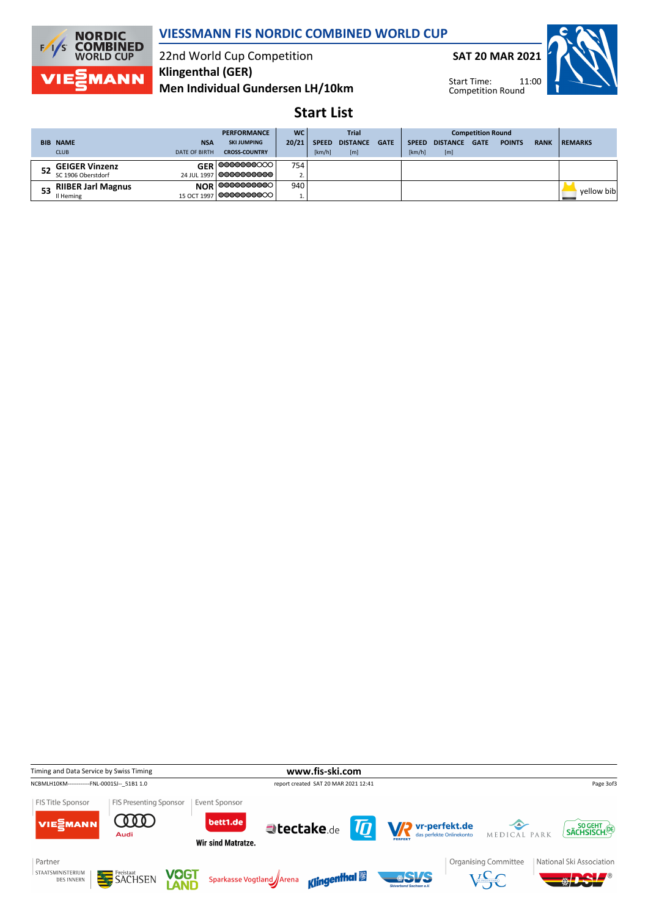# VIESSMANN FIS NORDIC COMBINED WORLD CUP

22nd World Cup Competition

**Klingenthal (GER)**

**Men Individual Gundersen LH/10km**

**SAT 20 MAR 2021**

Start Time: 11:00

Competition Round

## Start List

| BIB | NAME / CLUB | NSA / DATE OF BIRTH | PERFORMANCE SKI JUMPING / CROSS-COUNTRY | WC 20/21 | Trial SPEED [km/h] | Trial DISTANCE [m] | Trial GATE | Competition Round SPEED [km/h] | Competition Round DISTANCE [m] | Competition Round GATE | Competition Round POINTS | Competition Round RANK | REMARKS |
|---|---|---|---|---|---|---|---|---|---|---|---|---|---|
| 52 | **GEIGER Vinzenz** SC 1906 Oberstdorf | **GER** 24 JUL 1997 | | 754 2. | | | | | | | | | |
| 53 | **RIIBER Jarl Magnus** Il Heming | **NOR** 15 OCT 1997 | | 940 1. | | | | | | | | | yellow bib |

Timing and Data Service by Swiss Timing

www.fis-ski.com

NCBMLH10KM------------FNL-0001SJ--_51B1 1.0

report created SAT 20 MAR 2021 12:41

FIS Title Sponsor: VIESSMANN | FIS Presenting Sponsor: Audi | Event Sponsor: bett1.de Wir sind Matratze. | tectake.de | vr-perfekt.de das perfekte Onlinekonto | MEDICAL PARK | SO GEHT SÄCHSISCH.

Partner: STAATSMINISTERIUM DES INNERN | Freistaat SACHSEN | VOGTLAND | Sparkasse Vogtland Arena | Klingenthal | SVS Skiverband Sachsen e.V. | Organising Committee: VSC Klingenthal | National Ski Association: DSV